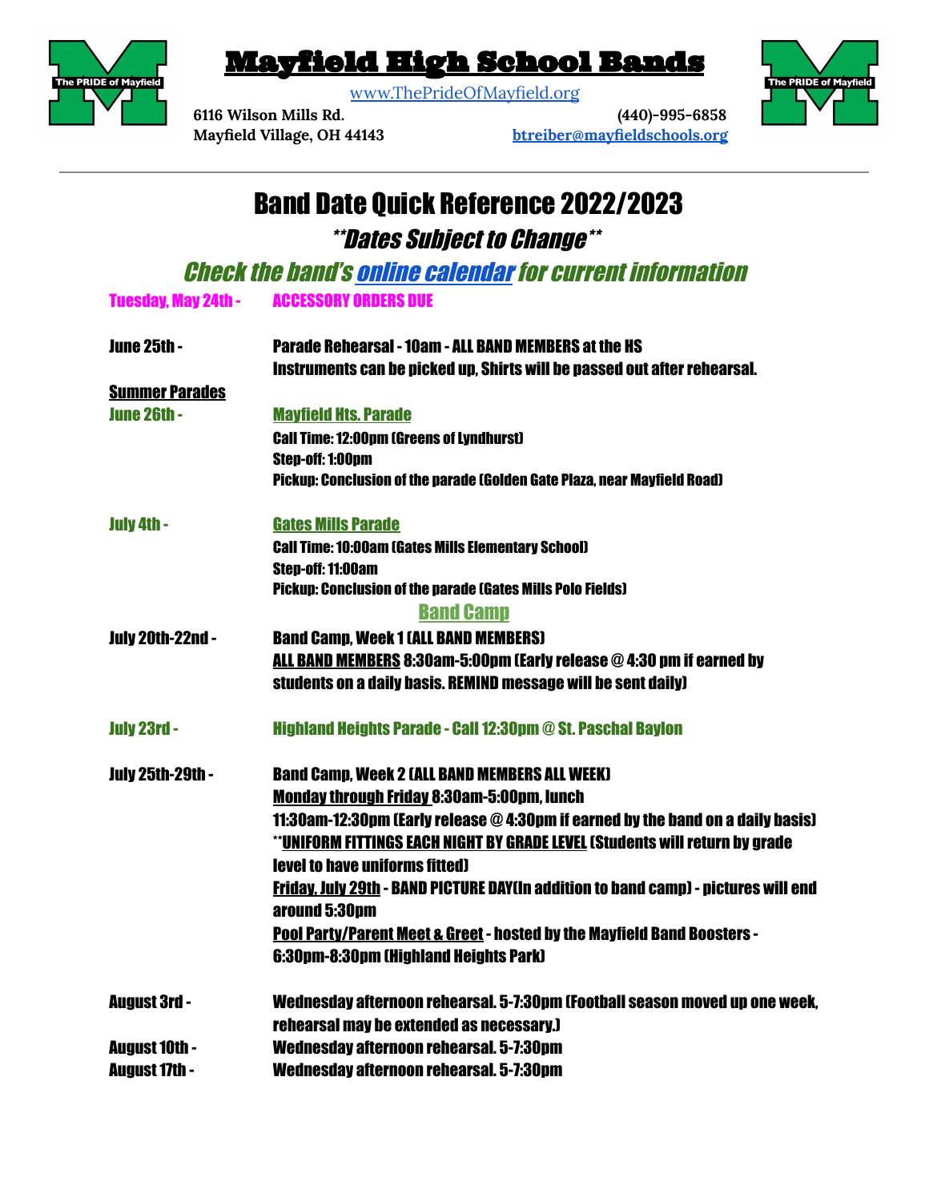# Mayfield High School Bands

www.ThePrideOfMayfield.org

6116 Wilson Mills Rd.
Mayfield Village, OH 44143

(440)-995-6858
btreiber@mayfieldschools.org

---

## Band Date Quick Reference 2022/2023

### *\*\*Dates Subject to Change\*\**

### *Check the band's online calendar for current information*

**Tuesday, May 24th -** **ACCESSORY ORDERS DUE**

**June 25th -** **Parade Rehearsal - 10am - ALL BAND MEMBERS at the HS**
**Instruments can be picked up, Shirts will be passed out after rehearsal.**

**Summer Parades**

**June 26th -** **Mayfield Hts. Parade**
**Call Time: 12:00pm (Greens of Lyndhurst)**
**Step-off: 1:00pm**
**Pickup: Conclusion of the parade (Golden Gate Plaza, near Mayfield Road)**

**July 4th -** **Gates Mills Parade**
**Call Time: 10:00am (Gates Mills Elementary School)**
**Step-off: 11:00am**
**Pickup: Conclusion of the parade (Gates Mills Polo Fields)**

**Band Camp**

**July 20th-22nd -** **Band Camp, Week 1 (ALL BAND MEMBERS)**
**ALL BAND MEMBERS 8:30am-5:00pm (Early release @ 4:30 pm if earned by students on a daily basis. REMIND message will be sent daily)**

**July 23rd -** **Highland Heights Parade - Call 12:30pm @ St. Paschal Baylon**

**July 25th-29th -** **Band Camp, Week 2 (ALL BAND MEMBERS ALL WEEK)**
**Monday through Friday 8:30am-5:00pm, lunch 11:30am-12:30pm (Early release @ 4:30pm if earned by the band on a daily basis)**
**\*\*UNIFORM FITTINGS EACH NIGHT BY GRADE LEVEL (Students will return by grade level to have uniforms fitted)**
**Friday, July 29th - BAND PICTURE DAY(In addition to band camp) - pictures will end around 5:30pm**
**Pool Party/Parent Meet & Greet - hosted by the Mayfield Band Boosters - 6:30pm-8:30pm (Highland Heights Park)**

**August 3rd -** **Wednesday afternoon rehearsal. 5-7:30pm (Football season moved up one week, rehearsal may be extended as necessary.)**

**August 10th -** **Wednesday afternoon rehearsal. 5-7:30pm**

**August 17th -** **Wednesday afternoon rehearsal. 5-7:30pm**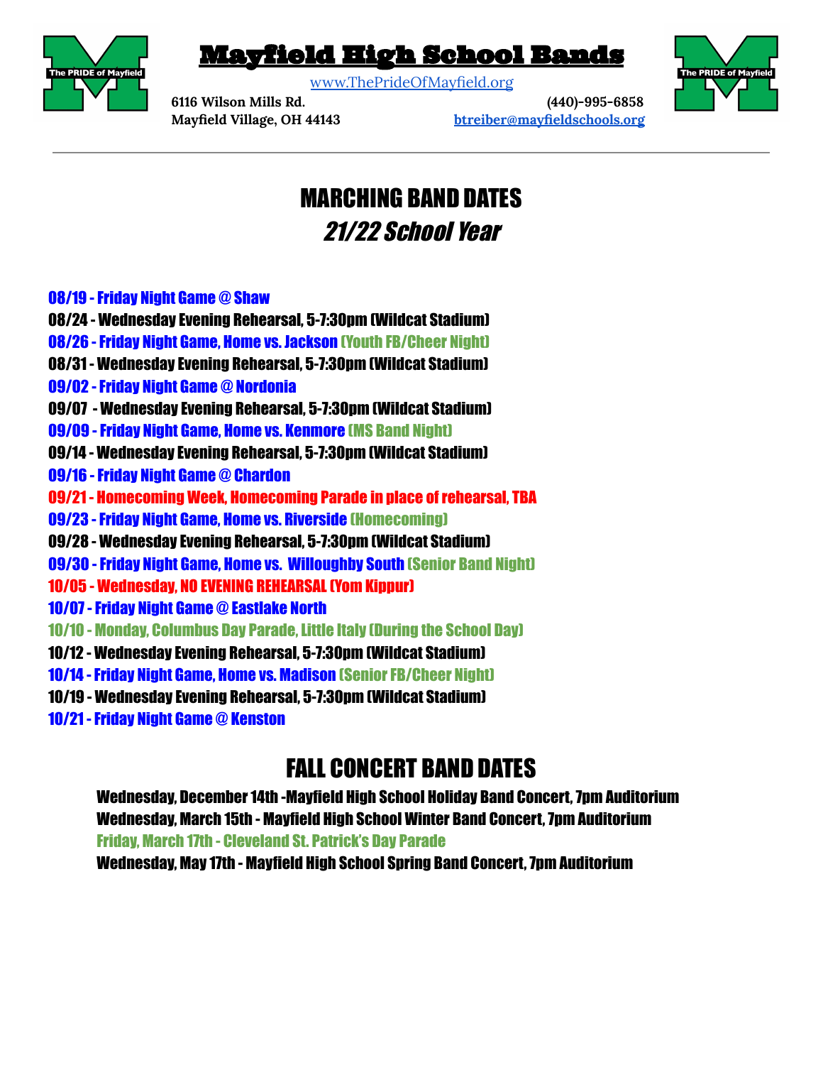# Mayfield High School Bands

www.ThePrideOfMayfield.org

6116 Wilson Mills Rd.
Mayfield Village, OH 44143

(440)-995-6858
btreiber@mayfieldschools.org

---

## MARCHING BAND DATES
### *21/22 School Year*

**08/19 - Friday Night Game @ Shaw**
**08/24 - Wednesday Evening Rehearsal, 5-7:30pm (Wildcat Stadium)**
**08/26 - Friday Night Game, Home vs. Jackson (Youth FB/Cheer Night)**
**08/31 - Wednesday Evening Rehearsal, 5-7:30pm (Wildcat Stadium)**
**09/02 - Friday Night Game @ Nordonia**
**09/07 - Wednesday Evening Rehearsal, 5-7:30pm (Wildcat Stadium)**
**09/09 - Friday Night Game, Home vs. Kenmore (MS Band Night)**
**09/14 - Wednesday Evening Rehearsal, 5-7:30pm (Wildcat Stadium)**
**09/16 - Friday Night Game @ Chardon**
**09/21 - Homecoming Week, Homecoming Parade in place of rehearsal, TBA**
**09/23 - Friday Night Game, Home vs. Riverside (Homecoming)**
**09/28 - Wednesday Evening Rehearsal, 5-7:30pm (Wildcat Stadium)**
**09/30 - Friday Night Game, Home vs. Willoughby South (Senior Band Night)**
**10/05 - Wednesday, NO EVENING REHEARSAL (Yom Kippur)**
**10/07 - Friday Night Game @ Eastlake North**
**10/10 - Monday, Columbus Day Parade, Little Italy (During the School Day)**
**10/12 - Wednesday Evening Rehearsal, 5-7:30pm (Wildcat Stadium)**
**10/14 - Friday Night Game, Home vs. Madison (Senior FB/Cheer Night)**
**10/19 - Wednesday Evening Rehearsal, 5-7:30pm (Wildcat Stadium)**
**10/21 - Friday Night Game @ Kenston**

## FALL CONCERT BAND DATES

**Wednesday, December 14th -Mayfield High School Holiday Band Concert, 7pm Auditorium**
**Wednesday, March 15th - Mayfield High School Winter Band Concert, 7pm Auditorium**
**Friday, March 17th - Cleveland St. Patrick's Day Parade**
**Wednesday, May 17th - Mayfield High School Spring Band Concert, 7pm Auditorium**